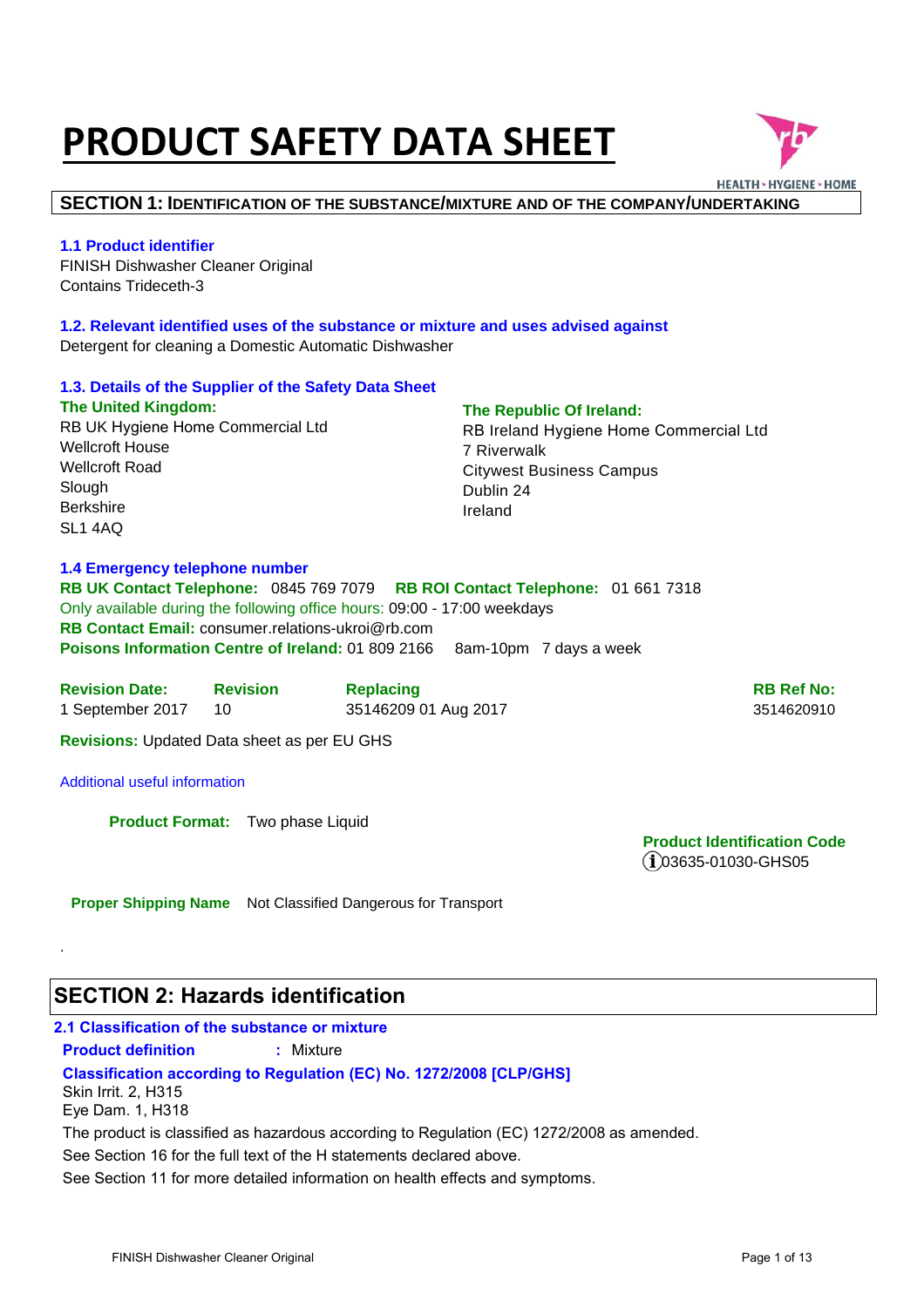# PRODUCT SAFETY DATA SHEET

HEALTH • HYGIENE • HOME

## SECTION 1: IDENTIFICATION OF THE SUBSTANCE/MIXTURE AND OF THE COMPANY/UNDERTAKING

### 1.1 Product identifier

FINISH Dishwasher Cleaner Original
Contains Trideceth-3

### 1.2. Relevant identified uses of the substance or mixture and uses advised against

Detergent for cleaning a Domestic Automatic Dishwasher

### 1.3. Details of the Supplier of the Safety Data Sheet

**The United Kingdom:**
RB UK Hygiene Home Commercial Ltd
Wellcroft House
Wellcroft Road
Slough
Berkshire
SL1 4AQ

**The Republic Of Ireland:**
RB Ireland Hygiene Home Commercial Ltd
7 Riverwalk
Citywest Business Campus
Dublin 24
Ireland

### 1.4 Emergency telephone number

**RB UK Contact Telephone:** 0845 769 7079 **RB ROI Contact Telephone:** 01 661 7318
Only available during the following office hours: 09:00 - 17:00 weekdays
**RB Contact Email:** consumer.relations-ukroi@rb.com
**Poisons Information Centre of Ireland:** 01 809 2166 8am-10pm 7 days a week

| Revision Date: | Revision | Replacing | RB Ref No: |
|---|---|---|---|
| 1 September 2017 | 10 | 35146209 01 Aug 2017 | 3514620910 |

**Revisions:** Updated Data sheet as per EU GHS

Additional useful information

**Product Format:** Two phase Liquid

**Product Identification Code**
ⓘ03635-01030-GHS05

**Proper Shipping Name** Not Classified Dangerous for Transport

.

## SECTION 2: Hazards identification

### 2.1 Classification of the substance or mixture

**Product definition** : Mixture

**Classification according to Regulation (EC) No. 1272/2008 [CLP/GHS]**

Skin Irrit. 2, H315
Eye Dam. 1, H318

The product is classified as hazardous according to Regulation (EC) 1272/2008 as amended.
See Section 16 for the full text of the H statements declared above.
See Section 11 for more detailed information on health effects and symptoms.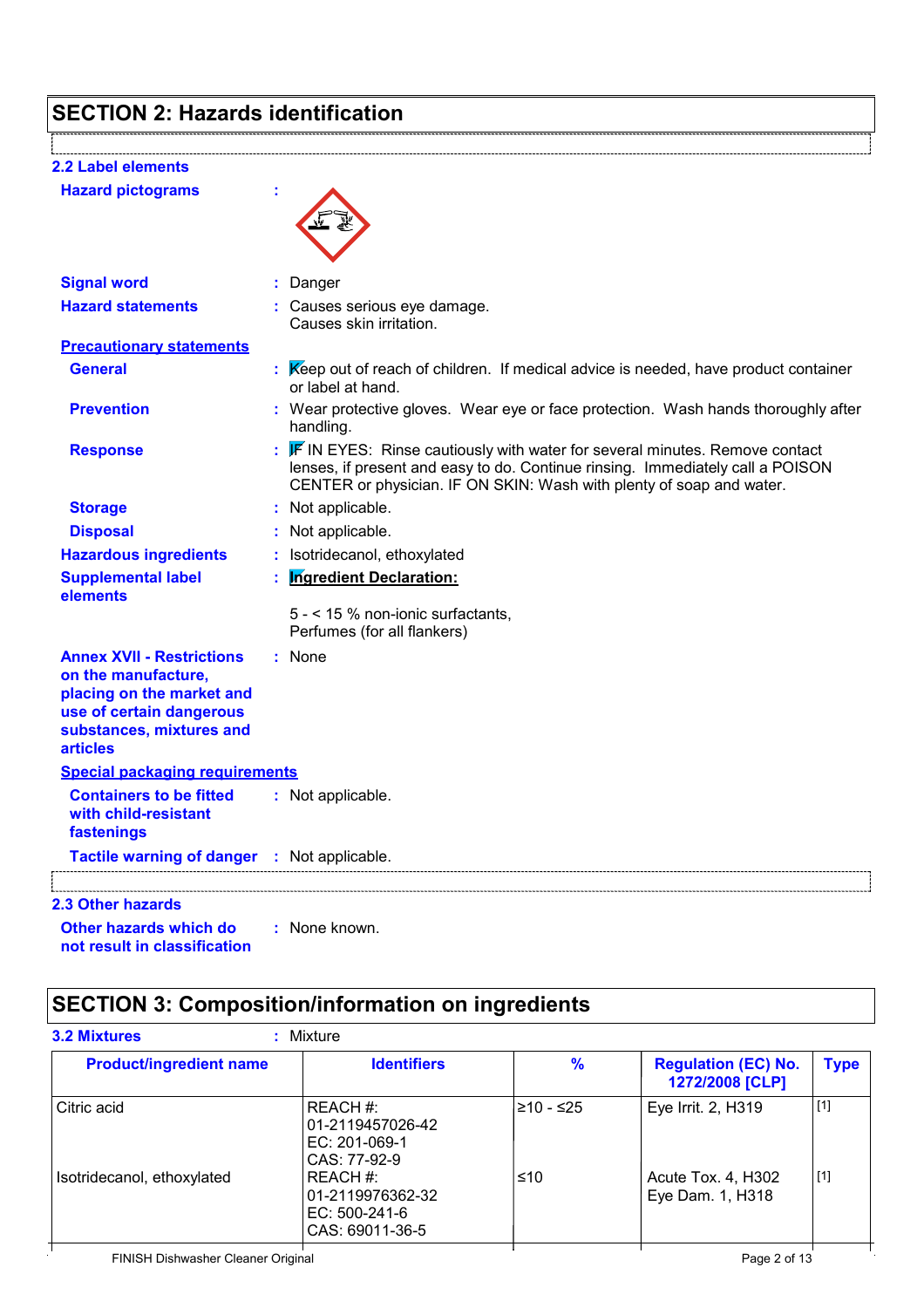## SECTION 2: Hazards identification

### 2.2 Label elements

**Hazard pictograms** :

**Signal word** : Danger

**Hazard statements** : Causes serious eye damage.
Causes skin irritation.

**Precautionary statements**

**General** : Keep out of reach of children. If medical advice is needed, have product container or label at hand.

**Prevention** : Wear protective gloves. Wear eye or face protection. Wash hands thoroughly after handling.

**Response** : IF IN EYES: Rinse cautiously with water for several minutes. Remove contact lenses, if present and easy to do. Continue rinsing. Immediately call a POISON CENTER or physician. IF ON SKIN: Wash with plenty of soap and water.

**Storage** : Not applicable.

**Disposal** : Not applicable.

**Hazardous ingredients** : Isotridecanol, ethoxylated

**Supplemental label elements** : **Ingredient Declaration:**

5 - < 15 % non-ionic surfactants,
Perfumes (for all flankers)

**Annex XVII - Restrictions on the manufacture, placing on the market and use of certain dangerous substances, mixtures and articles** : None

**Special packaging requirements**

**Containers to be fitted with child-resistant fastenings** : Not applicable.

**Tactile warning of danger** : Not applicable.

### 2.3 Other hazards

**Other hazards which do not result in classification** : None known.

## SECTION 3: Composition/information on ingredients

**3.2 Mixtures** : Mixture

| Product/ingredient name | Identifiers | % | Regulation (EC) No. 1272/2008 [CLP] | Type |
|---|---|---|---|---|
| Citric acid | REACH #: 01-2119457026-42 EC: 201-069-1 CAS: 77-92-9 | ≥10 - ≤25 | Eye Irrit. 2, H319 | [1] |
| Isotridecanol, ethoxylated | REACH #: 01-2119976362-32 EC: 500-241-6 CAS: 69011-36-5 | ≤10 | Acute Tox. 4, H302 Eye Dam. 1, H318 | [1] |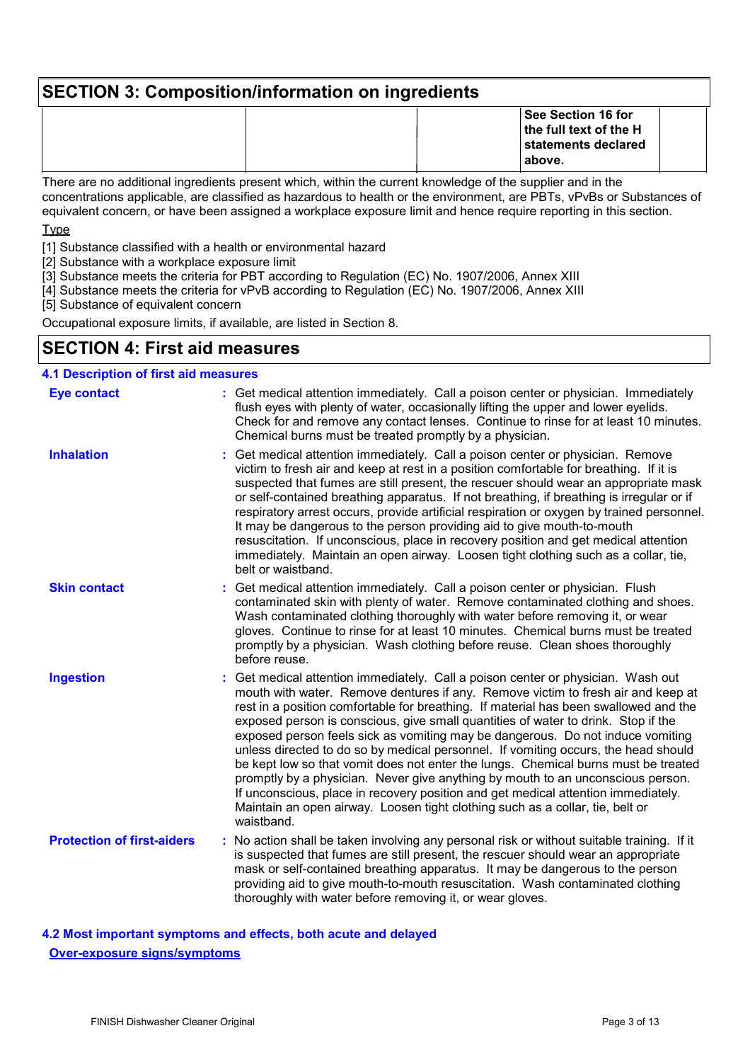## SECTION 3: Composition/information on ingredients

| | | | See Section 16 for the full text of the H statements declared above. | |
|---|---|---|---|---|

There are no additional ingredients present which, within the current knowledge of the supplier and in the concentrations applicable, are classified as hazardous to health or the environment, are PBTs, vPvBs or Substances of equivalent concern, or have been assigned a workplace exposure limit and hence require reporting in this section.

Type

[1] Substance classified with a health or environmental hazard
[2] Substance with a workplace exposure limit
[3] Substance meets the criteria for PBT according to Regulation (EC) No. 1907/2006, Annex XIII
[4] Substance meets the criteria for vPvB according to Regulation (EC) No. 1907/2006, Annex XIII
[5] Substance of equivalent concern

Occupational exposure limits, if available, are listed in Section 8.

## SECTION 4: First aid measures

### 4.1 Description of first aid measures

**Eye contact** : Get medical attention immediately. Call a poison center or physician. Immediately flush eyes with plenty of water, occasionally lifting the upper and lower eyelids. Check for and remove any contact lenses. Continue to rinse for at least 10 minutes. Chemical burns must be treated promptly by a physician.

**Inhalation** : Get medical attention immediately. Call a poison center or physician. Remove victim to fresh air and keep at rest in a position comfortable for breathing. If it is suspected that fumes are still present, the rescuer should wear an appropriate mask or self-contained breathing apparatus. If not breathing, if breathing is irregular or if respiratory arrest occurs, provide artificial respiration or oxygen by trained personnel. It may be dangerous to the person providing aid to give mouth-to-mouth resuscitation. If unconscious, place in recovery position and get medical attention immediately. Maintain an open airway. Loosen tight clothing such as a collar, tie, belt or waistband.

**Skin contact** : Get medical attention immediately. Call a poison center or physician. Flush contaminated skin with plenty of water. Remove contaminated clothing and shoes. Wash contaminated clothing thoroughly with water before removing it, or wear gloves. Continue to rinse for at least 10 minutes. Chemical burns must be treated promptly by a physician. Wash clothing before reuse. Clean shoes thoroughly before reuse.

**Ingestion** : Get medical attention immediately. Call a poison center or physician. Wash out mouth with water. Remove dentures if any. Remove victim to fresh air and keep at rest in a position comfortable for breathing. If material has been swallowed and the exposed person is conscious, give small quantities of water to drink. Stop if the exposed person feels sick as vomiting may be dangerous. Do not induce vomiting unless directed to do so by medical personnel. If vomiting occurs, the head should be kept low so that vomit does not enter the lungs. Chemical burns must be treated promptly by a physician. Never give anything by mouth to an unconscious person. If unconscious, place in recovery position and get medical attention immediately. Maintain an open airway. Loosen tight clothing such as a collar, tie, belt or waistband.

**Protection of first-aiders** : No action shall be taken involving any personal risk or without suitable training. If it is suspected that fumes are still present, the rescuer should wear an appropriate mask or self-contained breathing apparatus. It may be dangerous to the person providing aid to give mouth-to-mouth resuscitation. Wash contaminated clothing thoroughly with water before removing it, or wear gloves.

### 4.2 Most important symptoms and effects, both acute and delayed

**Over-exposure signs/symptoms**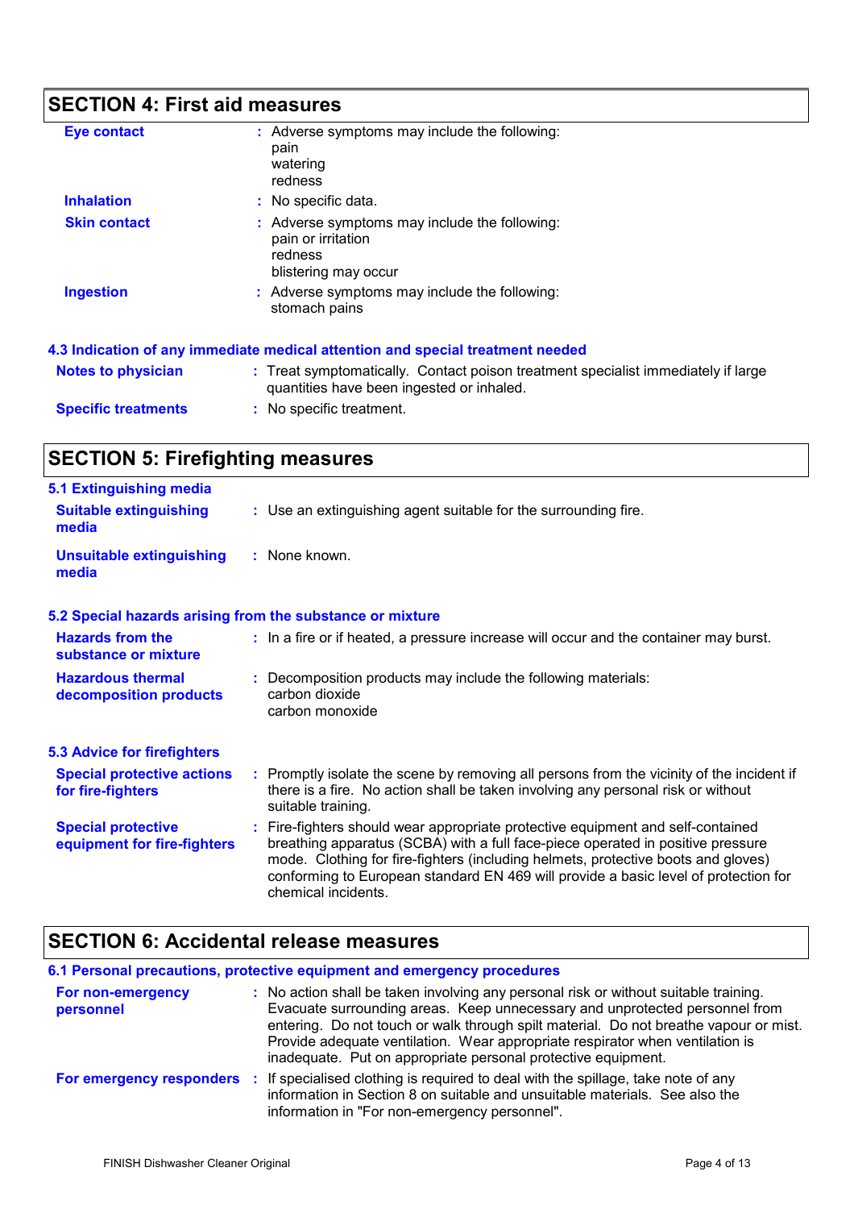## SECTION 4: First aid measures

| | |
|---|---|
| **Eye contact** | : Adverse symptoms may include the following:<br>pain<br>watering<br>redness |
| **Inhalation** | : No specific data. |
| **Skin contact** | : Adverse symptoms may include the following:<br>pain or irritation<br>redness<br>blistering may occur |
| **Ingestion** | : Adverse symptoms may include the following:<br>stomach pains |

### 4.3 Indication of any immediate medical attention and special treatment needed

| | |
|---|---|
| **Notes to physician** | : Treat symptomatically. Contact poison treatment specialist immediately if large quantities have been ingested or inhaled. |
| **Specific treatments** | : No specific treatment. |

## SECTION 5: Firefighting measures

### 5.1 Extinguishing media

| | |
|---|---|
| **Suitable extinguishing media** | : Use an extinguishing agent suitable for the surrounding fire. |
| **Unsuitable extinguishing media** | : None known. |

### 5.2 Special hazards arising from the substance or mixture

| | |
|---|---|
| **Hazards from the substance or mixture** | : In a fire or if heated, a pressure increase will occur and the container may burst. |
| **Hazardous thermal decomposition products** | : Decomposition products may include the following materials:<br>carbon dioxide<br>carbon monoxide |

### 5.3 Advice for firefighters

| | |
|---|---|
| **Special protective actions for fire-fighters** | : Promptly isolate the scene by removing all persons from the vicinity of the incident if there is a fire. No action shall be taken involving any personal risk or without suitable training. |
| **Special protective equipment for fire-fighters** | : Fire-fighters should wear appropriate protective equipment and self-contained breathing apparatus (SCBA) with a full face-piece operated in positive pressure mode. Clothing for fire-fighters (including helmets, protective boots and gloves) conforming to European standard EN 469 will provide a basic level of protection for chemical incidents. |

## SECTION 6: Accidental release measures

### 6.1 Personal precautions, protective equipment and emergency procedures

| | |
|---|---|
| **For non-emergency personnel** | : No action shall be taken involving any personal risk or without suitable training. Evacuate surrounding areas. Keep unnecessary and unprotected personnel from entering. Do not touch or walk through spilt material. Do not breathe vapour or mist. Provide adequate ventilation. Wear appropriate respirator when ventilation is inadequate. Put on appropriate personal protective equipment. |
| **For emergency responders** | : If specialised clothing is required to deal with the spillage, take note of any information in Section 8 on suitable and unsuitable materials. See also the information in "For non-emergency personnel". |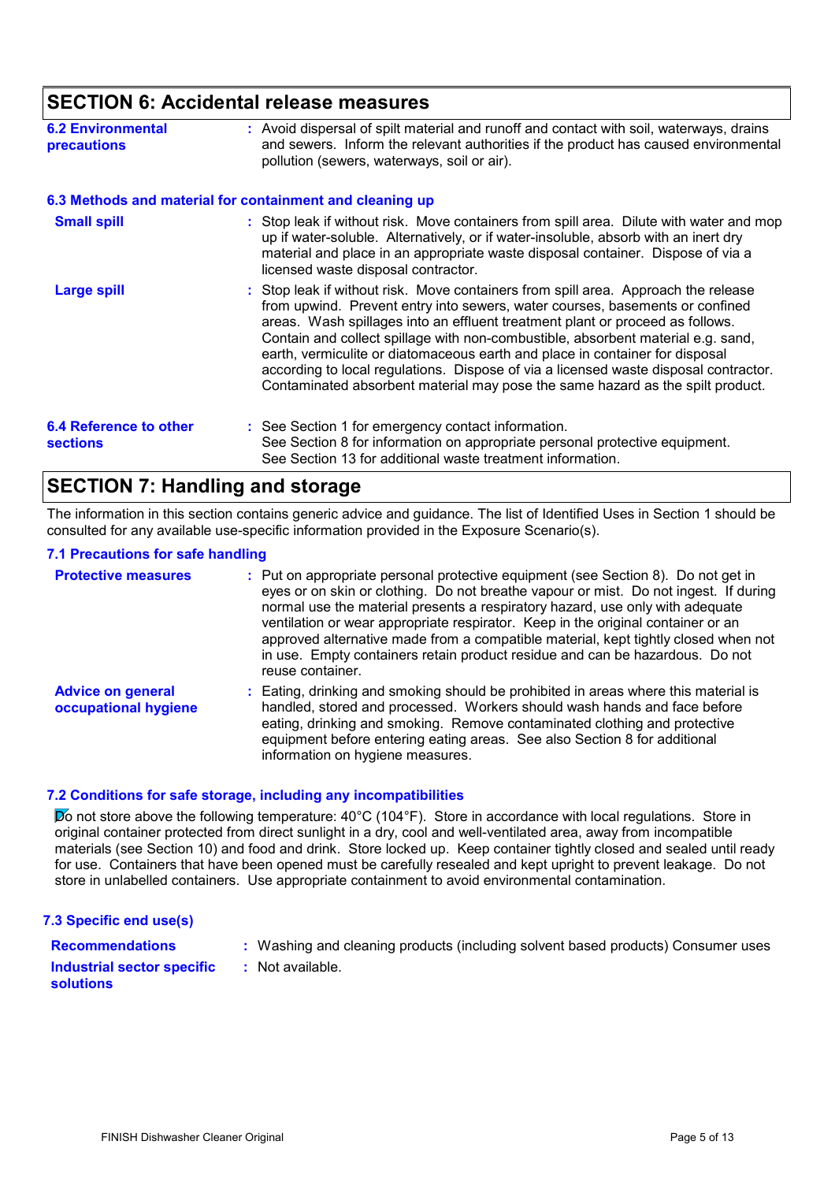## SECTION 6: Accidental release measures

| | |
|---|---|
| **6.2 Environmental precautions** | : Avoid dispersal of spilt material and runoff and contact with soil, waterways, drains and sewers. Inform the relevant authorities if the product has caused environmental pollution (sewers, waterways, soil or air). |

### 6.3 Methods and material for containment and cleaning up

| | |
|---|---|
| **Small spill** | : Stop leak if without risk. Move containers from spill area. Dilute with water and mop up if water-soluble. Alternatively, or if water-insoluble, absorb with an inert dry material and place in an appropriate waste disposal container. Dispose of via a licensed waste disposal contractor. |
| **Large spill** | : Stop leak if without risk. Move containers from spill area. Approach the release from upwind. Prevent entry into sewers, water courses, basements or confined areas. Wash spillages into an effluent treatment plant or proceed as follows. Contain and collect spillage with non-combustible, absorbent material e.g. sand, earth, vermiculite or diatomaceous earth and place in container for disposal according to local regulations. Dispose of via a licensed waste disposal contractor. Contaminated absorbent material may pose the same hazard as the spilt product. |

| | |
|---|---|
| **6.4 Reference to other sections** | : See Section 1 for emergency contact information.<br>See Section 8 for information on appropriate personal protective equipment.<br>See Section 13 for additional waste treatment information. |

## SECTION 7: Handling and storage

The information in this section contains generic advice and guidance. The list of Identified Uses in Section 1 should be consulted for any available use-specific information provided in the Exposure Scenario(s).

### 7.1 Precautions for safe handling

| | |
|---|---|
| **Protective measures** | : Put on appropriate personal protective equipment (see Section 8). Do not get in eyes or on skin or clothing. Do not breathe vapour or mist. Do not ingest. If during normal use the material presents a respiratory hazard, use only with adequate ventilation or wear appropriate respirator. Keep in the original container or an approved alternative made from a compatible material, kept tightly closed when not in use. Empty containers retain product residue and can be hazardous. Do not reuse container. |
| **Advice on general occupational hygiene** | : Eating, drinking and smoking should be prohibited in areas where this material is handled, stored and processed. Workers should wash hands and face before eating, drinking and smoking. Remove contaminated clothing and protective equipment before entering eating areas. See also Section 8 for additional information on hygiene measures. |

### 7.2 Conditions for safe storage, including any incompatibilities

Do not store above the following temperature: 40°C (104°F). Store in accordance with local regulations. Store in original container protected from direct sunlight in a dry, cool and well-ventilated area, away from incompatible materials (see Section 10) and food and drink. Store locked up. Keep container tightly closed and sealed until ready for use. Containers that have been opened must be carefully resealed and kept upright to prevent leakage. Do not store in unlabelled containers. Use appropriate containment to avoid environmental contamination.

### 7.3 Specific end use(s)

| | |
|---|---|
| **Recommendations** | : Washing and cleaning products (including solvent based products) Consumer uses |
| **Industrial sector specific solutions** | : Not available. |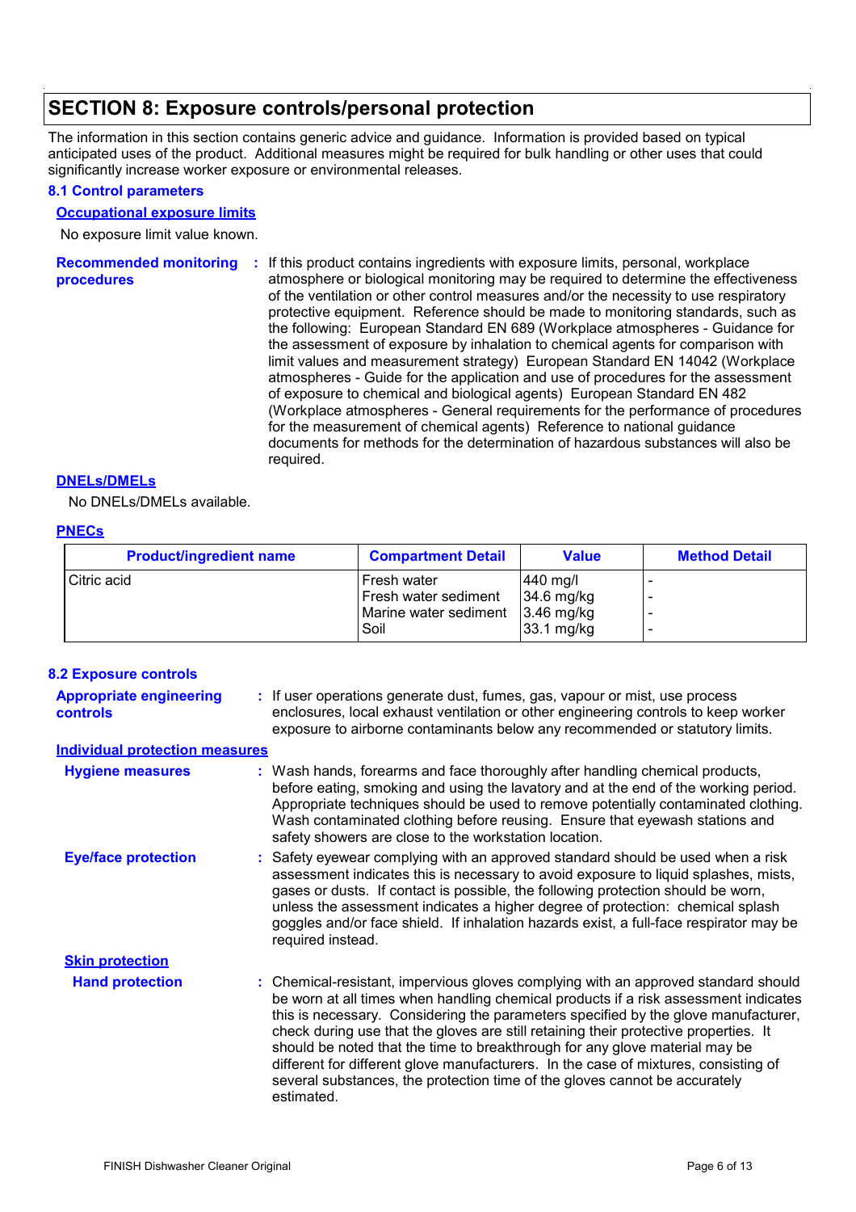## SECTION 8: Exposure controls/personal protection

The information in this section contains generic advice and guidance. Information is provided based on typical anticipated uses of the product. Additional measures might be required for bulk handling or other uses that could significantly increase worker exposure or environmental releases.

### 8.1 Control parameters

#### Occupational exposure limits

No exposure limit value known.

**Recommended monitoring procedures** : If this product contains ingredients with exposure limits, personal, workplace atmosphere or biological monitoring may be required to determine the effectiveness of the ventilation or other control measures and/or the necessity to use respiratory protective equipment. Reference should be made to monitoring standards, such as the following: European Standard EN 689 (Workplace atmospheres - Guidance for the assessment of exposure by inhalation to chemical agents for comparison with limit values and measurement strategy) European Standard EN 14042 (Workplace atmospheres - Guide for the application and use of procedures for the assessment of exposure to chemical and biological agents) European Standard EN 482 (Workplace atmospheres - General requirements for the performance of procedures for the measurement of chemical agents) Reference to national guidance documents for methods for the determination of hazardous substances will also be required.

#### DNELs/DMELs

No DNELs/DMELs available.

#### PNECs

| Product/ingredient name | Compartment Detail | Value | Method Detail |
|---|---|---|---|
| Citric acid | Fresh water | 440 mg/l | - |
| | Fresh water sediment | 34.6 mg/kg | - |
| | Marine water sediment | 3.46 mg/kg | - |
| | Soil | 33.1 mg/kg | - |

### 8.2 Exposure controls

**Appropriate engineering controls** : If user operations generate dust, fumes, gas, vapour or mist, use process enclosures, local exhaust ventilation or other engineering controls to keep worker exposure to airborne contaminants below any recommended or statutory limits.

#### Individual protection measures

**Hygiene measures** : Wash hands, forearms and face thoroughly after handling chemical products, before eating, smoking and using the lavatory and at the end of the working period. Appropriate techniques should be used to remove potentially contaminated clothing. Wash contaminated clothing before reusing. Ensure that eyewash stations and safety showers are close to the workstation location.

**Eye/face protection** : Safety eyewear complying with an approved standard should be used when a risk assessment indicates this is necessary to avoid exposure to liquid splashes, mists, gases or dusts. If contact is possible, the following protection should be worn, unless the assessment indicates a higher degree of protection: chemical splash goggles and/or face shield. If inhalation hazards exist, a full-face respirator may be required instead.

#### Skin protection

**Hand protection** : Chemical-resistant, impervious gloves complying with an approved standard should be worn at all times when handling chemical products if a risk assessment indicates this is necessary. Considering the parameters specified by the glove manufacturer, check during use that the gloves are still retaining their protective properties. It should be noted that the time to breakthrough for any glove material may be different for different glove manufacturers. In the case of mixtures, consisting of several substances, the protection time of the gloves cannot be accurately estimated.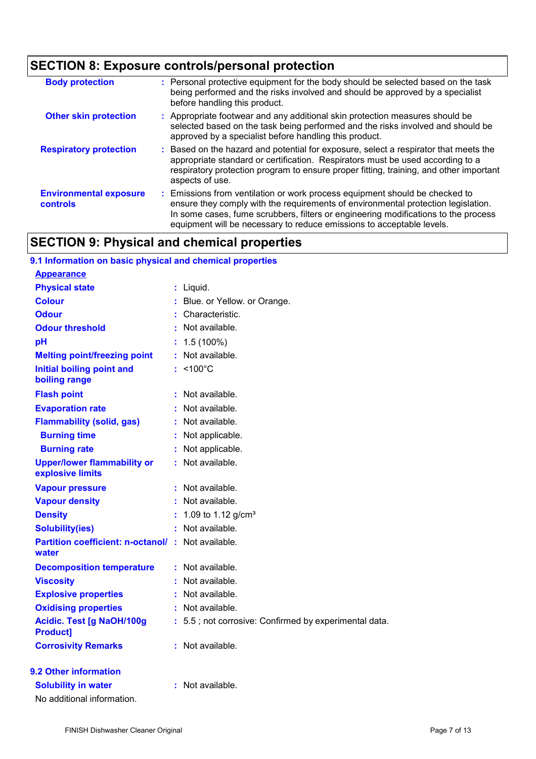## SECTION 8: Exposure controls/personal protection

| | |
|---|---|
| **Body protection** | : Personal protective equipment for the body should be selected based on the task being performed and the risks involved and should be approved by a specialist before handling this product. |
| **Other skin protection** | : Appropriate footwear and any additional skin protection measures should be selected based on the task being performed and the risks involved and should be approved by a specialist before handling this product. |
| **Respiratory protection** | : Based on the hazard and potential for exposure, select a respirator that meets the appropriate standard or certification. Respirators must be used according to a respiratory protection program to ensure proper fitting, training, and other important aspects of use. |
| **Environmental exposure controls** | : Emissions from ventilation or work process equipment should be checked to ensure they comply with the requirements of environmental protection legislation. In some cases, fume scrubbers, filters or engineering modifications to the process equipment will be necessary to reduce emissions to acceptable levels. |

## SECTION 9: Physical and chemical properties

### 9.1 Information on basic physical and chemical properties

**Appearance**

| | |
|---|---|
| **Physical state** | : Liquid. |
| **Colour** | : Blue. or Yellow. or Orange. |
| **Odour** | : Characteristic. |
| **Odour threshold** | : Not available. |
| **pH** | : 1.5 (100%) |
| **Melting point/freezing point** | : Not available. |
| **Initial boiling point and boiling range** | : <100°C |
| **Flash point** | : Not available. |
| **Evaporation rate** | : Not available. |
| **Flammability (solid, gas)** | : Not available. |
| **Burning time** | : Not applicable. |
| **Burning rate** | : Not applicable. |
| **Upper/lower flammability or explosive limits** | : Not available. |
| **Vapour pressure** | : Not available. |
| **Vapour density** | : Not available. |
| **Density** | : 1.09 to 1.12 g/cm³ |
| **Solubility(ies)** | : Not available. |
| **Partition coefficient: n-octanol/ water** | : Not available. |
| **Decomposition temperature** | : Not available. |
| **Viscosity** | : Not available. |
| **Explosive properties** | : Not available. |
| **Oxidising properties** | : Not available. |
| **Acidic. Test [g NaOH/100g Product]** | : 5.5 ; not corrosive: Confirmed by experimental data. |
| **Corrosivity Remarks** | : Not available. |

### 9.2 Other information

| | |
|---|---|
| **Solubility in water** | : Not available. |

No additional information.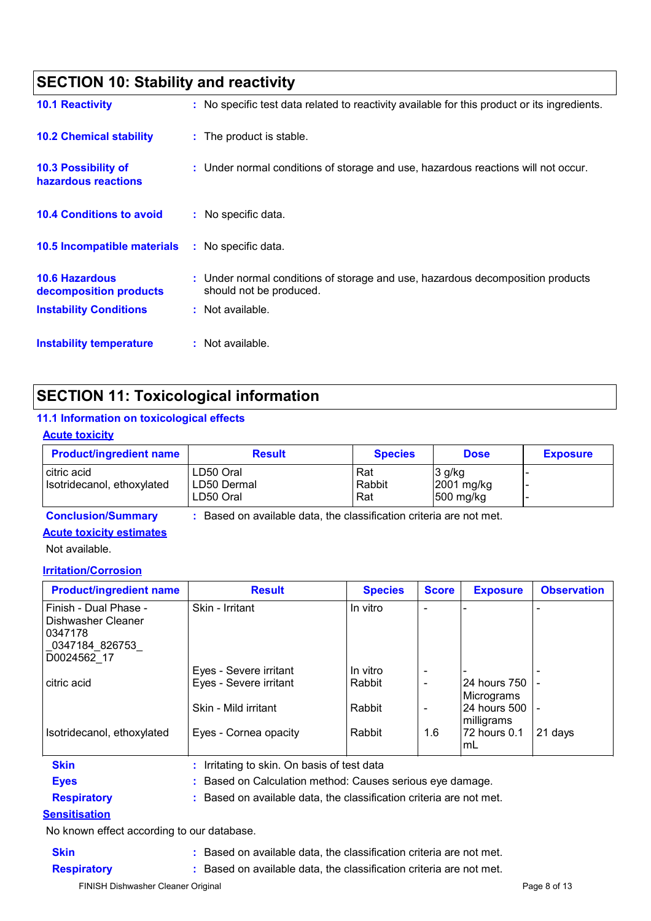## SECTION 10: Stability and reactivity

**10.1 Reactivity** : No specific test data related to reactivity available for this product or its ingredients.

**10.2 Chemical stability** : The product is stable.

**10.3 Possibility of hazardous reactions** : Under normal conditions of storage and use, hazardous reactions will not occur.

**10.4 Conditions to avoid** : No specific data.

**10.5 Incompatible materials** : No specific data.

**10.6 Hazardous decomposition products** : Under normal conditions of storage and use, hazardous decomposition products should not be produced.

**Instability Conditions** : Not available.

**Instability temperature** : Not available.

## SECTION 11: Toxicological information

### 11.1 Information on toxicological effects

**Acute toxicity**

| Product/ingredient name | Result | Species | Dose | Exposure |
|---|---|---|---|---|
| citric acid | LD50 Oral | Rat | 3 g/kg | - |
| Isotridecanol, ethoxylated | LD50 Dermal | Rabbit | 2001 mg/kg | - |
| | LD50 Oral | Rat | 500 mg/kg | - |

**Conclusion/Summary** : Based on available data, the classification criteria are not met.

**Acute toxicity estimates**

Not available.

**Irritation/Corrosion**

| Product/ingredient name | Result | Species | Score | Exposure | Observation |
|---|---|---|---|---|---|
| Finish - Dual Phase - Dishwasher Cleaner 0347178 _0347184_826753_ D0024562_17 | Skin - Irritant | In vitro | - | - | - |
| | Eyes - Severe irritant | In vitro | - | - | - |
| citric acid | Eyes - Severe irritant | Rabbit | - | 24 hours 750 Micrograms | - |
| | Skin - Mild irritant | Rabbit | - | 24 hours 500 milligrams | - |
| Isotridecanol, ethoxylated | Eyes - Cornea opacity | Rabbit | 1.6 | 72 hours 0.1 mL | 21 days |

**Skin** : Irritating to skin. On basis of test data

**Eyes** : Based on Calculation method: Causes serious eye damage.

**Respiratory** : Based on available data, the classification criteria are not met.

**Sensitisation**

No known effect according to our database.

**Skin** : Based on available data, the classification criteria are not met.

**Respiratory** : Based on available data, the classification criteria are not met.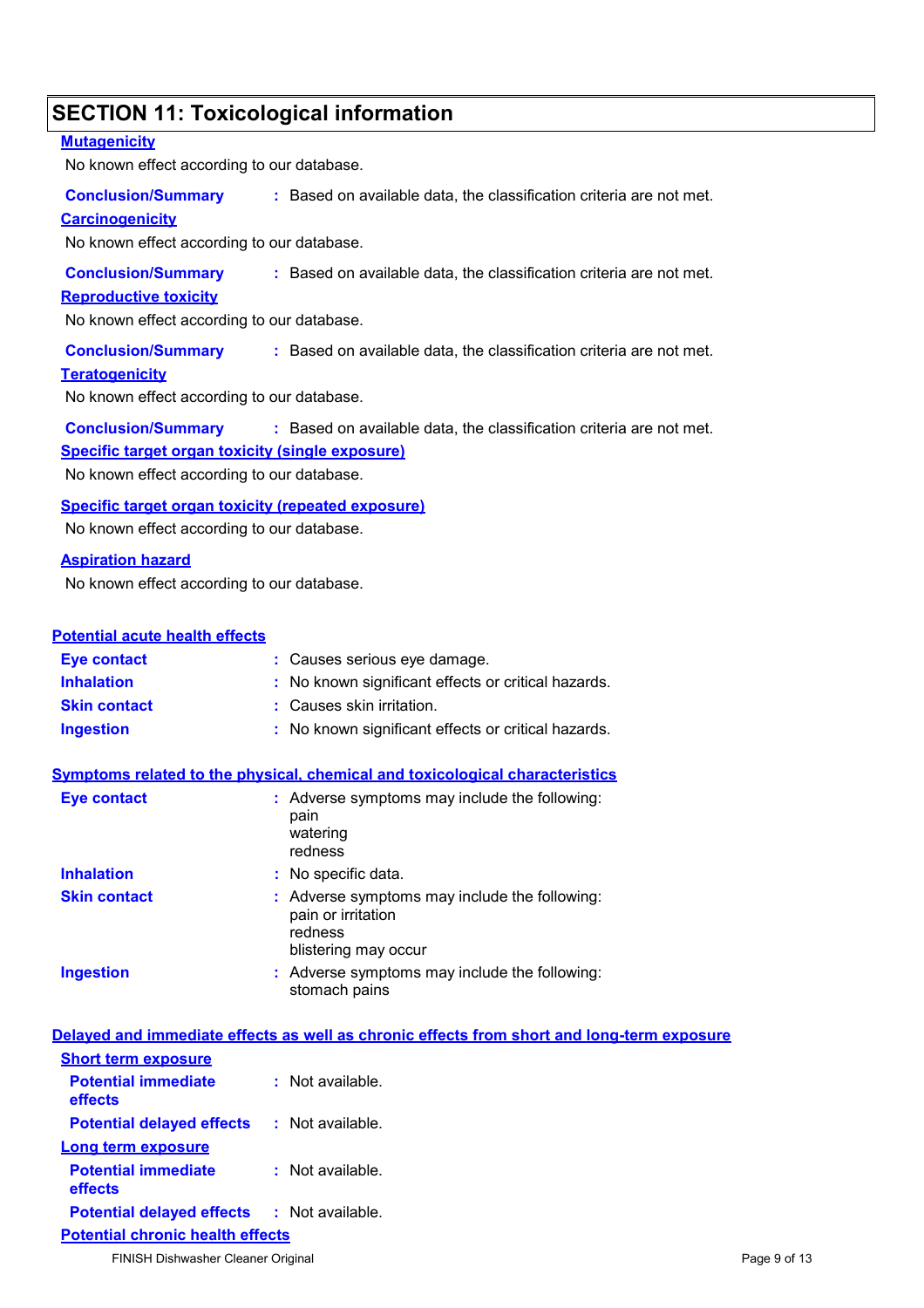## SECTION 11: Toxicological information

**Mutagenicity**

No known effect according to our database.

**Conclusion/Summary** : Based on available data, the classification criteria are not met.

**Carcinogenicity**

No known effect according to our database.

**Conclusion/Summary** : Based on available data, the classification criteria are not met.

**Reproductive toxicity**

No known effect according to our database.

**Conclusion/Summary** : Based on available data, the classification criteria are not met.

**Teratogenicity**

No known effect according to our database.

**Conclusion/Summary** : Based on available data, the classification criteria are not met.

**Specific target organ toxicity (single exposure)**

No known effect according to our database.

**Specific target organ toxicity (repeated exposure)**

No known effect according to our database.

**Aspiration hazard**

No known effect according to our database.

**Potential acute health effects**

**Eye contact** : Causes serious eye damage.

**Inhalation** : No known significant effects or critical hazards.

**Skin contact** : Causes skin irritation.

**Ingestion** : No known significant effects or critical hazards.

**Symptoms related to the physical, chemical and toxicological characteristics**

**Eye contact** : Adverse symptoms may include the following:
pain
watering
redness

**Inhalation** : No specific data.

**Skin contact** : Adverse symptoms may include the following:
pain or irritation
redness
blistering may occur

**Ingestion** : Adverse symptoms may include the following:
stomach pains

**Delayed and immediate effects as well as chronic effects from short and long-term exposure**

**Short term exposure**

**Potential immediate effects** : Not available.

**Potential delayed effects** : Not available.

**Long term exposure**

**Potential immediate effects** : Not available.

**Potential delayed effects** : Not available.

**Potential chronic health effects**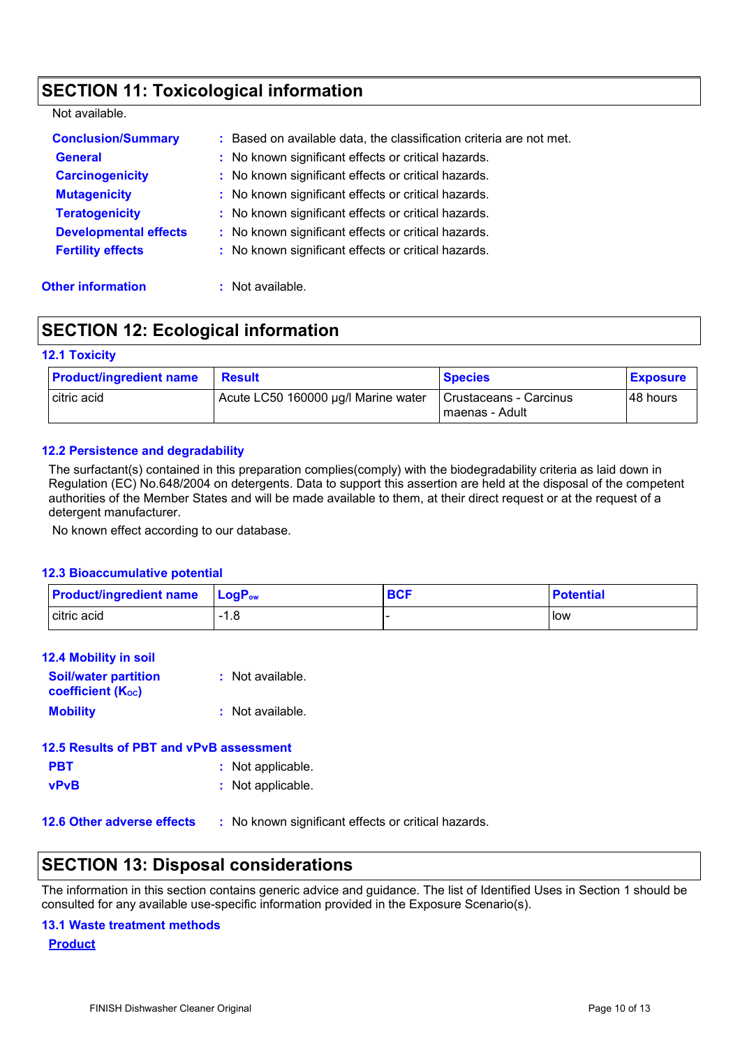## SECTION 11: Toxicological information

Not available.

**Conclusion/Summary** : Based on available data, the classification criteria are not met.

**General** : No known significant effects or critical hazards.

**Carcinogenicity** : No known significant effects or critical hazards.

**Mutagenicity** : No known significant effects or critical hazards.

**Teratogenicity** : No known significant effects or critical hazards.

**Developmental effects** : No known significant effects or critical hazards.

**Fertility effects** : No known significant effects or critical hazards.

**Other information** : Not available.

## SECTION 12: Ecological information

### 12.1 Toxicity

| Product/ingredient name | Result | Species | Exposure |
|---|---|---|---|
| citric acid | Acute LC50 160000 µg/l Marine water | Crustaceans - Carcinus maenas - Adult | 48 hours |

### 12.2 Persistence and degradability

The surfactant(s) contained in this preparation complies(comply) with the biodegradability criteria as laid down in Regulation (EC) No.648/2004 on detergents. Data to support this assertion are held at the disposal of the competent authorities of the Member States and will be made available to them, at their direct request or at the request of a detergent manufacturer.

No known effect according to our database.

### 12.3 Bioaccumulative potential

| Product/ingredient name | $LogP_{ow}$ | BCF | Potential |
|---|---|---|---|
| citric acid | -1.8 | - | low |

### 12.4 Mobility in soil

**Soil/water partition coefficient ($K_{OC}$)** : Not available.

**Mobility** : Not available.

### 12.5 Results of PBT and vPvB assessment

**PBT** : Not applicable.

**vPvB** : Not applicable.

**12.6 Other adverse effects** : No known significant effects or critical hazards.

## SECTION 13: Disposal considerations

The information in this section contains generic advice and guidance. The list of Identified Uses in Section 1 should be consulted for any available use-specific information provided in the Exposure Scenario(s).

### 13.1 Waste treatment methods

**Product**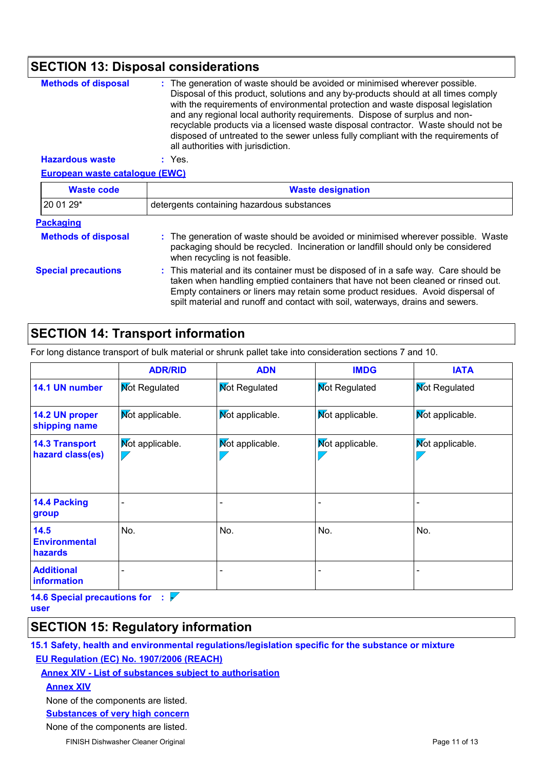## SECTION 13: Disposal considerations

**Methods of disposal** : The generation of waste should be avoided or minimised wherever possible. Disposal of this product, solutions and any by-products should at all times comply with the requirements of environmental protection and waste disposal legislation and any regional local authority requirements. Dispose of surplus and non-recyclable products via a licensed waste disposal contractor. Waste should not be disposed of untreated to the sewer unless fully compliant with the requirements of all authorities with jurisdiction.

**Hazardous waste** : Yes.

**European waste catalogue (EWC)**

| Waste code | Waste designation |
|---|---|
| 20 01 29* | detergents containing hazardous substances |

**Packaging**

**Methods of disposal** : The generation of waste should be avoided or minimised wherever possible. Waste packaging should be recycled. Incineration or landfill should only be considered when recycling is not feasible.

**Special precautions** : This material and its container must be disposed of in a safe way. Care should be taken when handling emptied containers that have not been cleaned or rinsed out. Empty containers or liners may retain some product residues. Avoid dispersal of spilt material and runoff and contact with soil, waterways, drains and sewers.

## SECTION 14: Transport information

For long distance transport of bulk material or shrunk pallet take into consideration sections 7 and 10.

| | ADR/RID | ADN | IMDG | IATA |
|---|---|---|---|---|
| **14.1 UN number** | Not Regulated | Not Regulated | Not Regulated | Not Regulated |
| **14.2 UN proper shipping name** | Not applicable. | Not applicable. | Not applicable. | Not applicable. |
| **14.3 Transport hazard class(es)** | Not applicable. | Not applicable. | Not applicable. | Not applicable. |
| **14.4 Packing group** | - | - | - | - |
| **14.5 Environmental hazards** | No. | No. | No. | No. |
| **Additional information** | - | - | - | - |

**14.6 Special precautions for user** :

## SECTION 15: Regulatory information

**15.1 Safety, health and environmental regulations/legislation specific for the substance or mixture**

**EU Regulation (EC) No. 1907/2006 (REACH)**

**Annex XIV - List of substances subject to authorisation**

**Annex XIV**

None of the components are listed.

**Substances of very high concern**

None of the components are listed.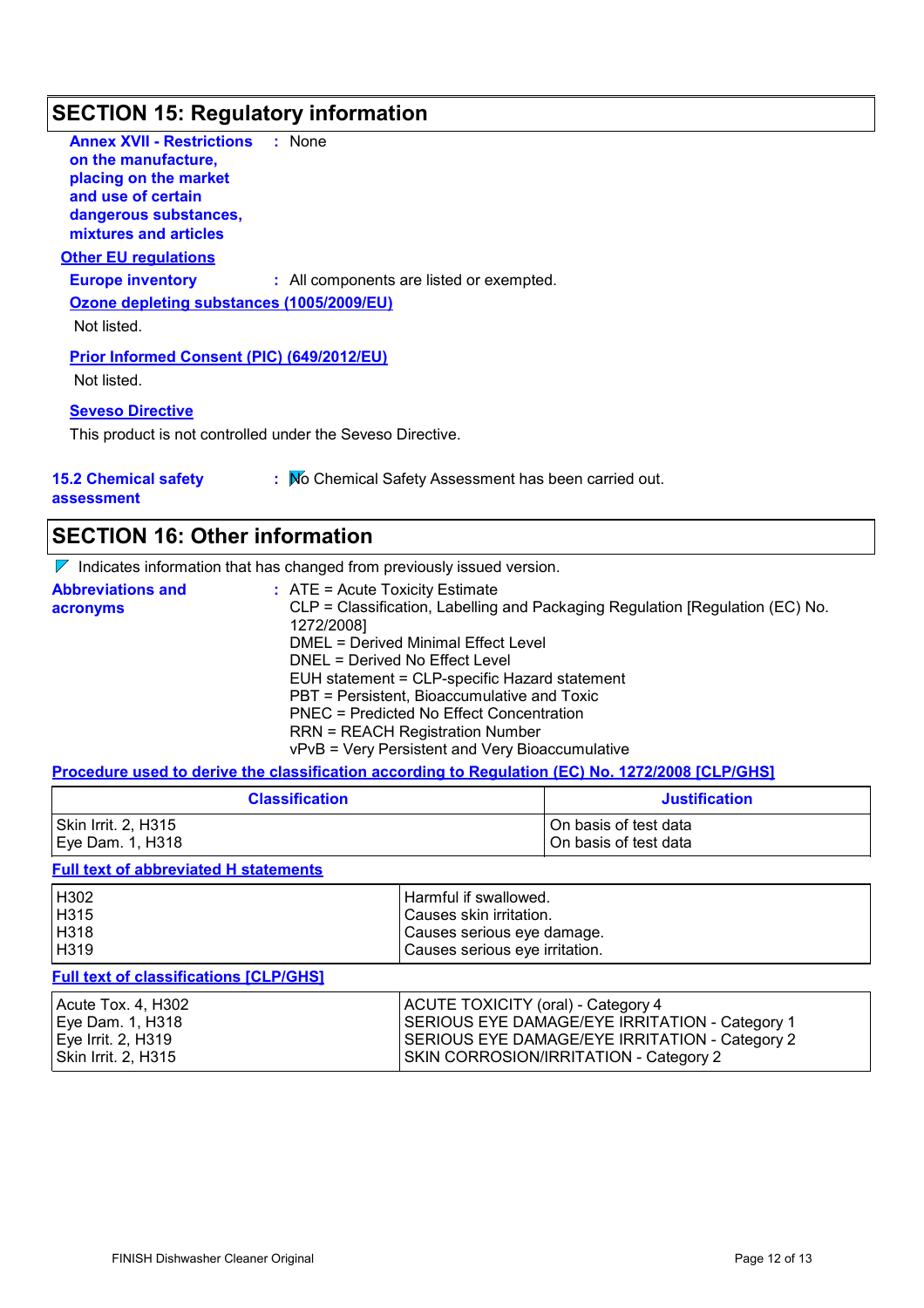## SECTION 15: Regulatory information

**Annex XVII - Restrictions on the manufacture, placing on the market and use of certain dangerous substances, mixtures and articles** : None

**Other EU regulations**

**Europe inventory** : All components are listed or exempted.

**Ozone depleting substances (1005/2009/EU)**

Not listed.

**Prior Informed Consent (PIC) (649/2012/EU)**

Not listed.

**Seveso Directive**

This product is not controlled under the Seveso Directive.

**15.2 Chemical safety assessment** : No Chemical Safety Assessment has been carried out.

## SECTION 16: Other information

Indicates information that has changed from previously issued version.

**Abbreviations and acronyms** :
ATE = Acute Toxicity Estimate
CLP = Classification, Labelling and Packaging Regulation [Regulation (EC) No. 1272/2008]
DMEL = Derived Minimal Effect Level
DNEL = Derived No Effect Level
EUH statement = CLP-specific Hazard statement
PBT = Persistent, Bioaccumulative and Toxic
PNEC = Predicted No Effect Concentration
RRN = REACH Registration Number
vPvB = Very Persistent and Very Bioaccumulative

**Procedure used to derive the classification according to Regulation (EC) No. 1272/2008 [CLP/GHS]**

| Classification | Justification |
|---|---|
| Skin Irrit. 2, H315<br>Eye Dam. 1, H318 | On basis of test data<br>On basis of test data |

**Full text of abbreviated H statements**

| | |
|---|---|
| H302 | Harmful if swallowed. |
| H315 | Causes skin irritation. |
| H318 | Causes serious eye damage. |
| H319 | Causes serious eye irritation. |

**Full text of classifications [CLP/GHS]**

| | |
|---|---|
| Acute Tox. 4, H302 | ACUTE TOXICITY (oral) - Category 4 |
| Eye Dam. 1, H318 | SERIOUS EYE DAMAGE/EYE IRRITATION - Category 1 |
| Eye Irrit. 2, H319 | SERIOUS EYE DAMAGE/EYE IRRITATION - Category 2 |
| Skin Irrit. 2, H315 | SKIN CORROSION/IRRITATION - Category 2 |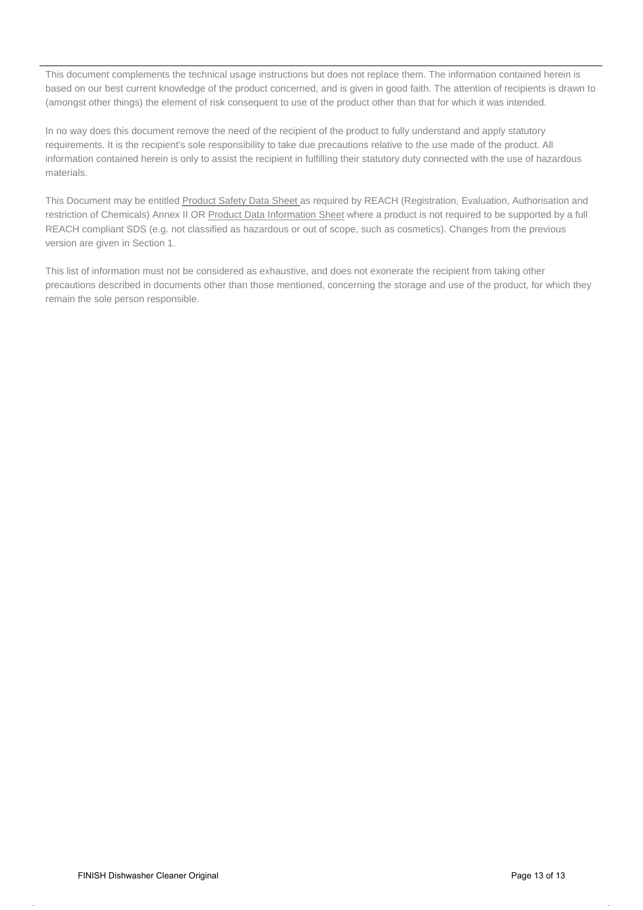This document complements the technical usage instructions but does not replace them. The information contained herein is based on our best current knowledge of the product concerned, and is given in good faith. The attention of recipients is drawn to (amongst other things) the element of risk consequent to use of the product other than that for which it was intended.

In no way does this document remove the need of the recipient of the product to fully understand and apply statutory requirements. It is the recipient's sole responsibility to take due precautions relative to the use made of the product. All information contained herein is only to assist the recipient in fulfilling their statutory duty connected with the use of hazardous materials.

This Document may be entitled Product Safety Data Sheet as required by REACH (Registration, Evaluation, Authorisation and restriction of Chemicals) Annex II OR Product Data Information Sheet where a product is not required to be supported by a full REACH compliant SDS (e.g. not classified as hazardous or out of scope, such as cosmetics). Changes from the previous version are given in Section 1.

This list of information must not be considered as exhaustive, and does not exonerate the recipient from taking other precautions described in documents other than those mentioned, concerning the storage and use of the product, for which they remain the sole person responsible.